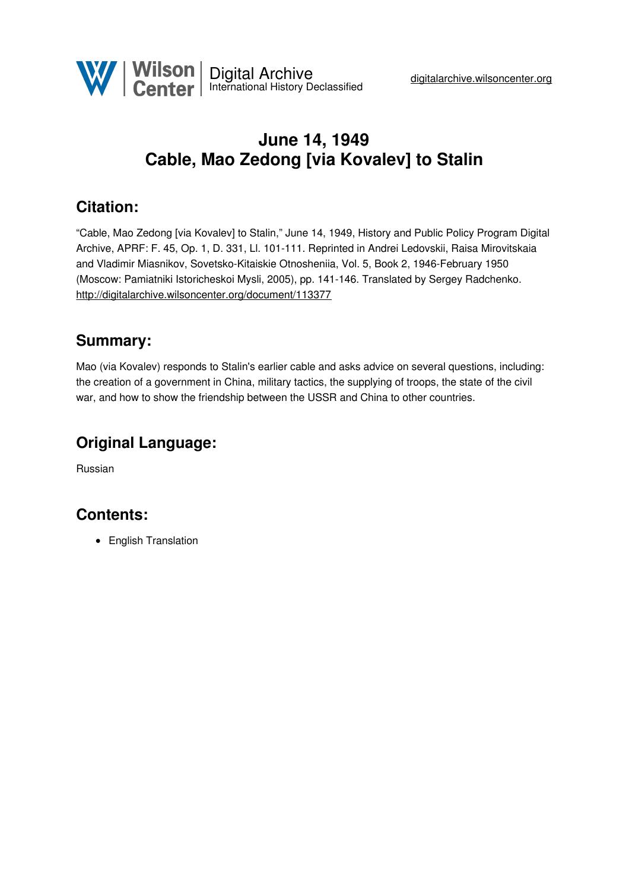# June 14, 1949
# Cable, Mao Zedong [via Kovalev] to Stalin

## Citation:

"Cable, Mao Zedong [via Kovalev] to Stalin," June 14, 1949, History and Public Policy Program Digital Archive, APRF: F. 45, Op. 1, D. 331, Ll. 101-111. Reprinted in Andrei Ledovskii, Raisa Mirovitskaia and Vladimir Miasnikov, Sovetsko-Kitaiskie Otnosheniia, Vol. 5, Book 2, 1946-February 1950 (Moscow: Pamiatniki Istoricheskoi Mysli, 2005), pp. 141-146. Translated by Sergey Radchenko.
http://digitalarchive.wilsoncenter.org/document/113377

## Summary:

Mao (via Kovalev) responds to Stalin's earlier cable and asks advice on several questions, including: the creation of a government in China, military tactics, the supplying of troops, the state of the civil war, and how to show the friendship between the USSR and China to other countries.

## Original Language:

Russian

## Contents:

- English Translation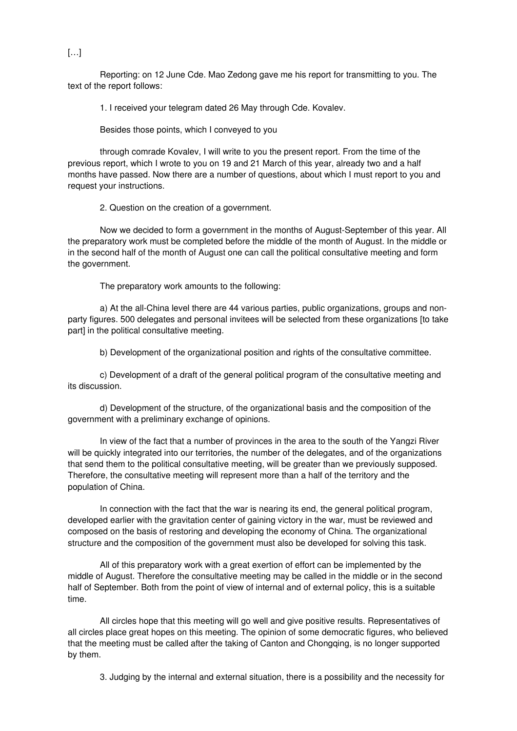[…]

Reporting: on 12 June Cde. Mao Zedong gave me his report for transmitting to you. The text of the report follows:

1. I received your telegram dated 26 May through Cde. Kovalev.

Besides those points, which I conveyed to you

through comrade Kovalev, I will write to you the present report. From the time of the previous report, which I wrote to you on 19 and 21 March of this year, already two and a half months have passed. Now there are a number of questions, about which I must report to you and request your instructions.

2. Question on the creation of a government.

Now we decided to form a government in the months of August-September of this year. All the preparatory work must be completed before the middle of the month of August. In the middle or in the second half of the month of August one can call the political consultative meeting and form the government.

The preparatory work amounts to the following:

a) At the all-China level there are 44 various parties, public organizations, groups and non-party figures. 500 delegates and personal invitees will be selected from these organizations [to take part] in the political consultative meeting.

b) Development of the organizational position and rights of the consultative committee.

c) Development of a draft of the general political program of the consultative meeting and its discussion.

d) Development of the structure, of the organizational basis and the composition of the government with a preliminary exchange of opinions.

In view of the fact that a number of provinces in the area to the south of the Yangzi River will be quickly integrated into our territories, the number of the delegates, and of the organizations that send them to the political consultative meeting, will be greater than we previously supposed. Therefore, the consultative meeting will represent more than a half of the territory and the population of China.

In connection with the fact that the war is nearing its end, the general political program, developed earlier with the gravitation center of gaining victory in the war, must be reviewed and composed on the basis of restoring and developing the economy of China. The organizational structure and the composition of the government must also be developed for solving this task.

All of this preparatory work with a great exertion of effort can be implemented by the middle of August. Therefore the consultative meeting may be called in the middle or in the second half of September. Both from the point of view of internal and of external policy, this is a suitable time.

All circles hope that this meeting will go well and give positive results. Representatives of all circles place great hopes on this meeting. The opinion of some democratic figures, who believed that the meeting must be called after the taking of Canton and Chongqing, is no longer supported by them.

3. Judging by the internal and external situation, there is a possibility and the necessity for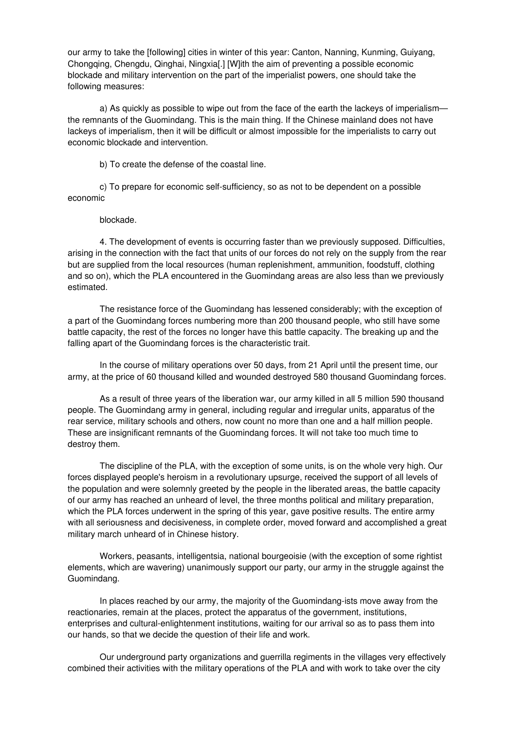our army to take the [following] cities in winter of this year: Canton, Nanning, Kunming, Guiyang, Chongqing, Chengdu, Qinghai, Ningxia[.] [W]ith the aim of preventing a possible economic blockade and military intervention on the part of the imperialist powers, one should take the following measures:

a) As quickly as possible to wipe out from the face of the earth the lackeys of imperialism—the remnants of the Guomindang. This is the main thing. If the Chinese mainland does not have lackeys of imperialism, then it will be difficult or almost impossible for the imperialists to carry out economic blockade and intervention.

b) To create the defense of the coastal line.

c) To prepare for economic self-sufficiency, so as not to be dependent on a possible economic

blockade.

4. The development of events is occurring faster than we previously supposed. Difficulties, arising in the connection with the fact that units of our forces do not rely on the supply from the rear but are supplied from the local resources (human replenishment, ammunition, foodstuff, clothing and so on), which the PLA encountered in the Guomindang areas are also less than we previously estimated.

The resistance force of the Guomindang has lessened considerably; with the exception of a part of the Guomindang forces numbering more than 200 thousand people, who still have some battle capacity, the rest of the forces no longer have this battle capacity. The breaking up and the falling apart of the Guomindang forces is the characteristic trait.

In the course of military operations over 50 days, from 21 April until the present time, our army, at the price of 60 thousand killed and wounded destroyed 580 thousand Guomindang forces.

As a result of three years of the liberation war, our army killed in all 5 million 590 thousand people. The Guomindang army in general, including regular and irregular units, apparatus of the rear service, military schools and others, now count no more than one and a half million people. These are insignificant remnants of the Guomindang forces. It will not take too much time to destroy them.

The discipline of the PLA, with the exception of some units, is on the whole very high. Our forces displayed people's heroism in a revolutionary upsurge, received the support of all levels of the population and were solemnly greeted by the people in the liberated areas, the battle capacity of our army has reached an unheard of level, the three months political and military preparation, which the PLA forces underwent in the spring of this year, gave positive results. The entire army with all seriousness and decisiveness, in complete order, moved forward and accomplished a great military march unheard of in Chinese history.

Workers, peasants, intelligentsia, national bourgeoisie (with the exception of some rightist elements, which are wavering) unanimously support our party, our army in the struggle against the Guomindang.

In places reached by our army, the majority of the Guomindang-ists move away from the reactionaries, remain at the places, protect the apparatus of the government, institutions, enterprises and cultural-enlightenment institutions, waiting for our arrival so as to pass them into our hands, so that we decide the question of their life and work.

Our underground party organizations and guerrilla regiments in the villages very effectively combined their activities with the military operations of the PLA and with work to take over the city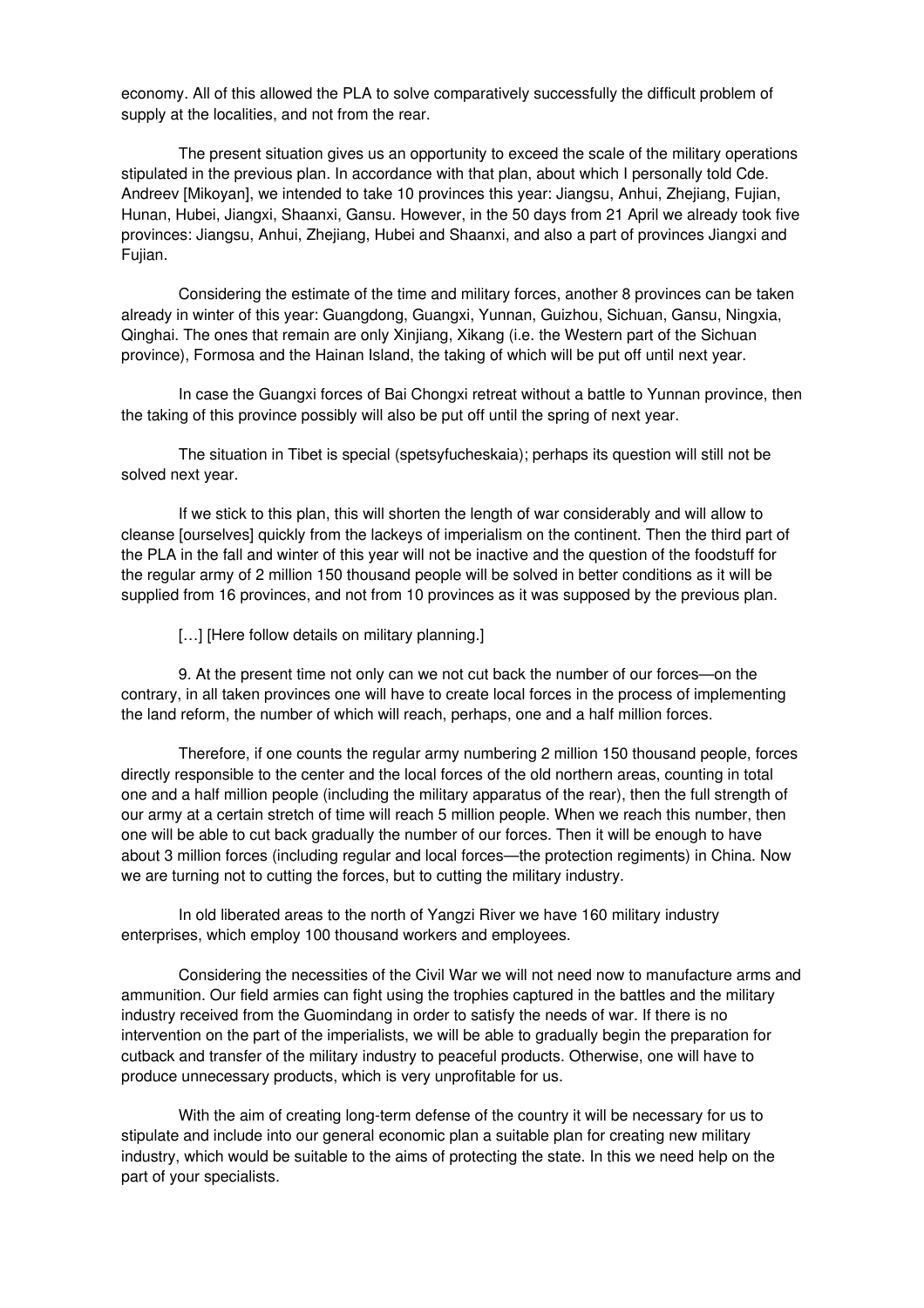economy. All of this allowed the PLA to solve comparatively successfully the difficult problem of supply at the localities, and not from the rear.

The present situation gives us an opportunity to exceed the scale of the military operations stipulated in the previous plan. In accordance with that plan, about which I personally told Cde. Andreev [Mikoyan], we intended to take 10 provinces this year: Jiangsu, Anhui, Zhejiang, Fujian, Hunan, Hubei, Jiangxi, Shaanxi, Gansu. However, in the 50 days from 21 April we already took five provinces: Jiangsu, Anhui, Zhejiang, Hubei and Shaanxi, and also a part of provinces Jiangxi and Fujian.

Considering the estimate of the time and military forces, another 8 provinces can be taken already in winter of this year: Guangdong, Guangxi, Yunnan, Guizhou, Sichuan, Gansu, Ningxia, Qinghai. The ones that remain are only Xinjiang, Xikang (i.e. the Western part of the Sichuan province), Formosa and the Hainan Island, the taking of which will be put off until next year.

In case the Guangxi forces of Bai Chongxi retreat without a battle to Yunnan province, then the taking of this province possibly will also be put off until the spring of next year.

The situation in Tibet is special (spetsyfucheskaia); perhaps its question will still not be solved next year.

If we stick to this plan, this will shorten the length of war considerably and will allow to cleanse [ourselves] quickly from the lackeys of imperialism on the continent. Then the third part of the PLA in the fall and winter of this year will not be inactive and the question of the foodstuff for the regular army of 2 million 150 thousand people will be solved in better conditions as it will be supplied from 16 provinces, and not from 10 provinces as it was supposed by the previous plan.

[…] [Here follow details on military planning.]

9. At the present time not only can we not cut back the number of our forces—on the contrary, in all taken provinces one will have to create local forces in the process of implementing the land reform, the number of which will reach, perhaps, one and a half million forces.

Therefore, if one counts the regular army numbering 2 million 150 thousand people, forces directly responsible to the center and the local forces of the old northern areas, counting in total one and a half million people (including the military apparatus of the rear), then the full strength of our army at a certain stretch of time will reach 5 million people. When we reach this number, then one will be able to cut back gradually the number of our forces. Then it will be enough to have about 3 million forces (including regular and local forces—the protection regiments) in China. Now we are turning not to cutting the forces, but to cutting the military industry.

In old liberated areas to the north of Yangzi River we have 160 military industry enterprises, which employ 100 thousand workers and employees.

Considering the necessities of the Civil War we will not need now to manufacture arms and ammunition. Our field armies can fight using the trophies captured in the battles and the military industry received from the Guomindang in order to satisfy the needs of war. If there is no intervention on the part of the imperialists, we will be able to gradually begin the preparation for cutback and transfer of the military industry to peaceful products. Otherwise, one will have to produce unnecessary products, which is very unprofitable for us.

With the aim of creating long-term defense of the country it will be necessary for us to stipulate and include into our general economic plan a suitable plan for creating new military industry, which would be suitable to the aims of protecting the state. In this we need help on the part of your specialists.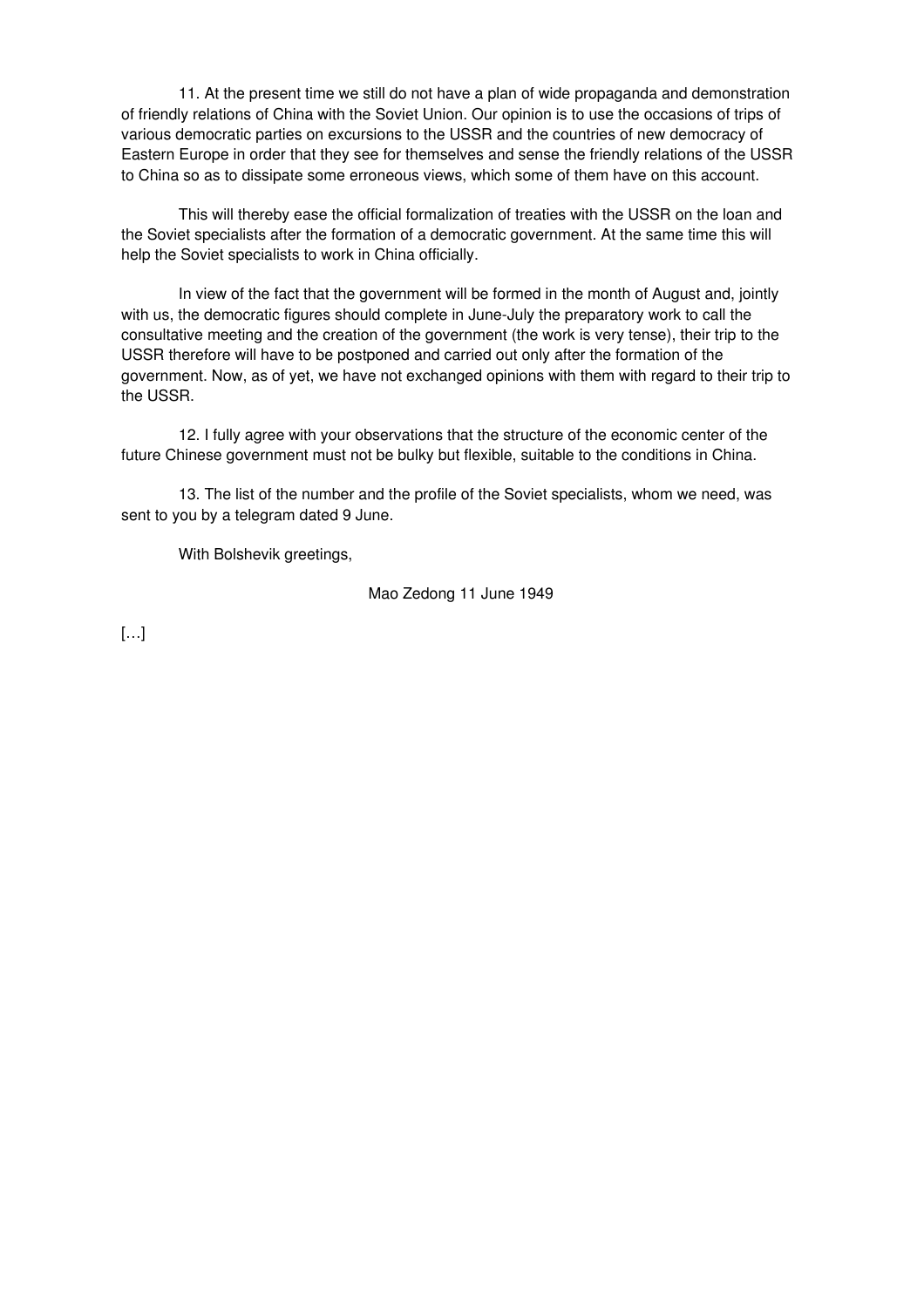11. At the present time we still do not have a plan of wide propaganda and demonstration of friendly relations of China with the Soviet Union. Our opinion is to use the occasions of trips of various democratic parties on excursions to the USSR and the countries of new democracy of Eastern Europe in order that they see for themselves and sense the friendly relations of the USSR to China so as to dissipate some erroneous views, which some of them have on this account.

This will thereby ease the official formalization of treaties with the USSR on the loan and the Soviet specialists after the formation of a democratic government. At the same time this will help the Soviet specialists to work in China officially.

In view of the fact that the government will be formed in the month of August and, jointly with us, the democratic figures should complete in June-July the preparatory work to call the consultative meeting and the creation of the government (the work is very tense), their trip to the USSR therefore will have to be postponed and carried out only after the formation of the government. Now, as of yet, we have not exchanged opinions with them with regard to their trip to the USSR.

12. I fully agree with your observations that the structure of the economic center of the future Chinese government must not be bulky but flexible, suitable to the conditions in China.

13. The list of the number and the profile of the Soviet specialists, whom we need, was sent to you by a telegram dated 9 June.

With Bolshevik greetings,

Mao Zedong 11 June 1949

[…]